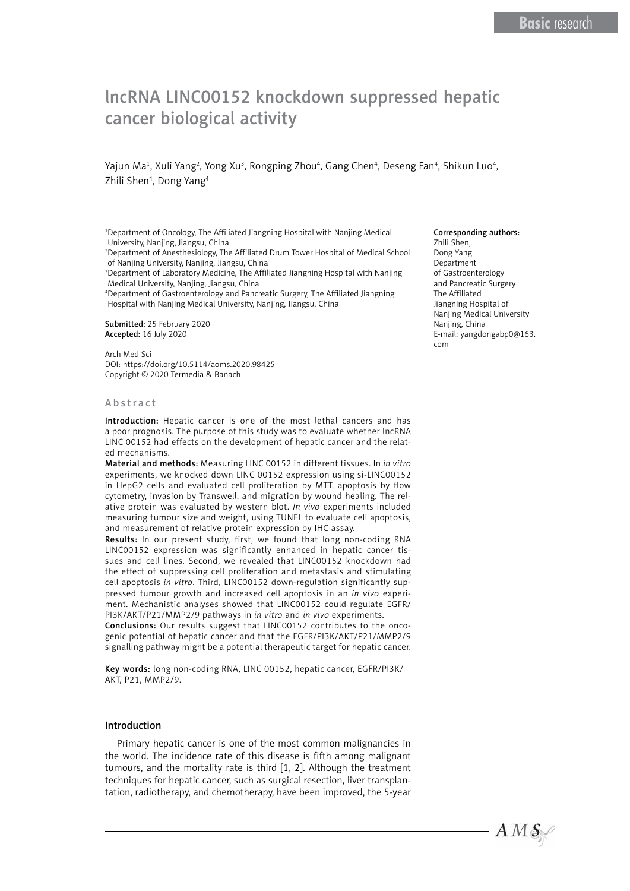Basic research

# lncRNA LINC00152 knockdown suppressed hepatic cancer biological activity

Yajun Ma[1], Xuli Yang[2], Yong Xu[3], Rongping Zhou[4], Gang Chen[4], Deseng Fan[4], Shikun Luo[4], Zhili Shen[4], Dong Yang[4]

[1]Department of Oncology, The Affiliated Jiangning Hospital with Nanjing Medical University, Nanjing, Jiangsu, China
[2]Department of Anesthesiology, The Affiliated Drum Tower Hospital of Medical School of Nanjing University, Nanjing, Jiangsu, China
[3]Department of Laboratory Medicine, The Affiliated Jiangning Hospital with Nanjing Medical University, Nanjing, Jiangsu, China
[4]Department of Gastroenterology and Pancreatic Surgery, The Affiliated Jiangning Hospital with Nanjing Medical University, Nanjing, Jiangsu, China

**Submitted:** 25 February 2020
**Accepted:** 16 July 2020

Arch Med Sci
DOI: https://doi.org/10.5114/aoms.2020.98425
Copyright © 2020 Termedia & Banach

**Corresponding authors:**
Zhili Shen,
Dong Yang
Department of Gastroenterology and Pancreatic Surgery
The Affiliated Jiangning Hospital of Nanjing Medical University
Nanjing, China
E-mail: yangdongabp0@163.com

## Abstract

**Introduction:** Hepatic cancer is one of the most lethal cancers and has a poor prognosis. The purpose of this study was to evaluate whether lncRNA LINC 00152 had effects on the development of hepatic cancer and the related mechanisms.

**Material and methods:** Measuring LINC 00152 in different tissues. In *in vitro* experiments, we knocked down LINC 00152 expression using si-LINC00152 in HepG2 cells and evaluated cell proliferation by MTT, apoptosis by flow cytometry, invasion by Transwell, and migration by wound healing. The relative protein was evaluated by western blot. *In vivo* experiments included measuring tumour size and weight, using TUNEL to evaluate cell apoptosis, and measurement of relative protein expression by IHC assay.

**Results:** In our present study, first, we found that long non-coding RNA LINC00152 expression was significantly enhanced in hepatic cancer tissues and cell lines. Second, we revealed that LINC00152 knockdown had the effect of suppressing cell proliferation and metastasis and stimulating cell apoptosis *in vitro*. Third, LINC00152 down-regulation significantly suppressed tumour growth and increased cell apoptosis in an *in vivo* experiment. Mechanistic analyses showed that LINC00152 could regulate EGFR/PI3K/AKT/P21/MMP2/9 pathways in *in vitro* and *in vivo* experiments.

**Conclusions:** Our results suggest that LINC00152 contributes to the oncogenic potential of hepatic cancer and that the EGFR/PI3K/AKT/P21/MMP2/9 signalling pathway might be a potential therapeutic target for hepatic cancer.

**Key words:** long non-coding RNA, LINC 00152, hepatic cancer, EGFR/PI3K/AKT, P21, MMP2/9.

## Introduction

Primary hepatic cancer is one of the most common malignancies in the world. The incidence rate of this disease is fifth among malignant tumours, and the mortality rate is third [1, 2]. Although the treatment techniques for hepatic cancer, such as surgical resection, liver transplantation, radiotherapy, and chemotherapy, have been improved, the 5-year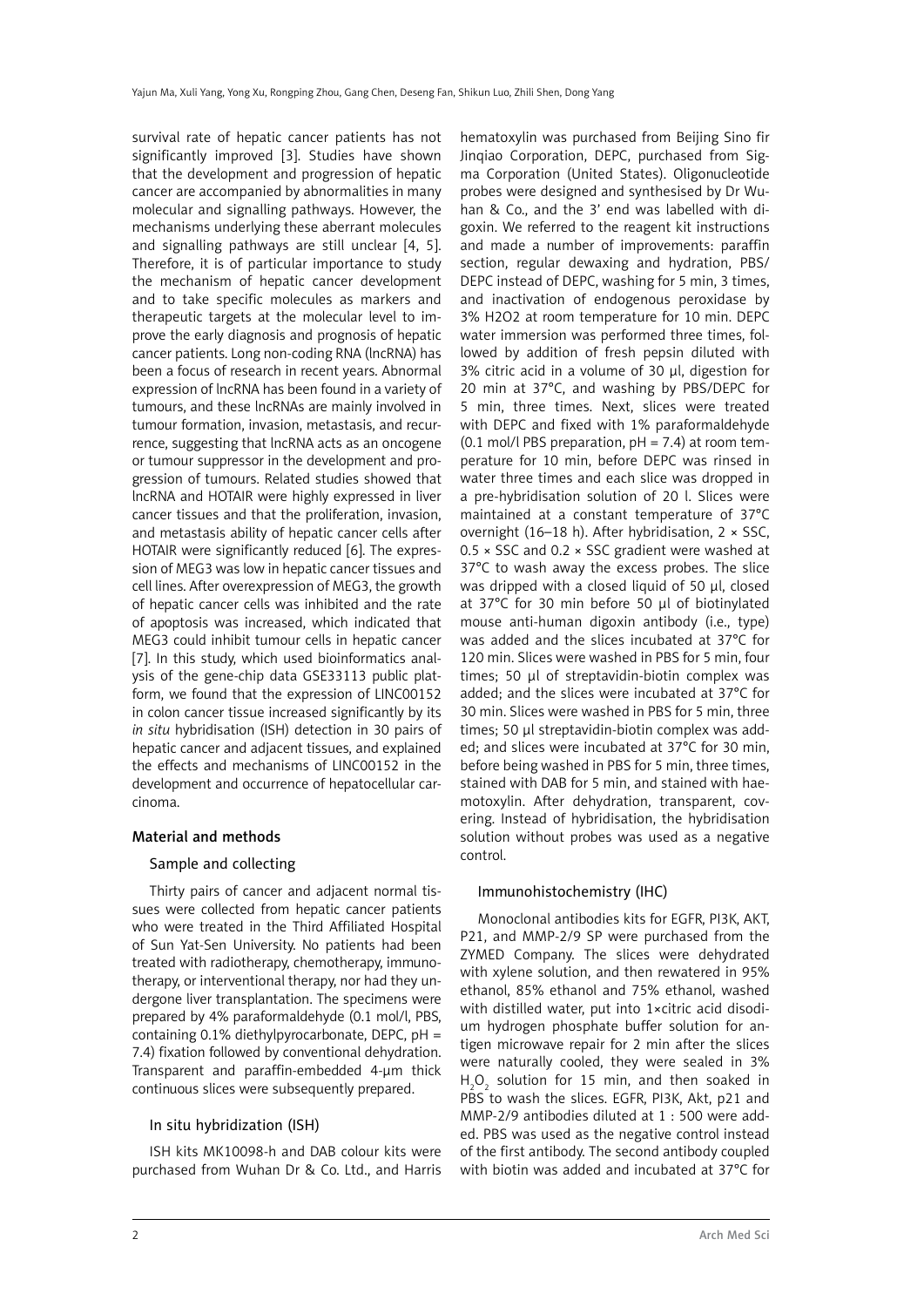survival rate of hepatic cancer patients has not significantly improved [3]. Studies have shown that the development and progression of hepatic cancer are accompanied by abnormalities in many molecular and signalling pathways. However, the mechanisms underlying these aberrant molecules and signalling pathways are still unclear [4, 5]. Therefore, it is of particular importance to study the mechanism of hepatic cancer development and to take specific molecules as markers and therapeutic targets at the molecular level to improve the early diagnosis and prognosis of hepatic cancer patients. Long non-coding RNA (lncRNA) has been a focus of research in recent years. Abnormal expression of lncRNA has been found in a variety of tumours, and these lncRNAs are mainly involved in tumour formation, invasion, metastasis, and recurrence, suggesting that lncRNA acts as an oncogene or tumour suppressor in the development and progression of tumours. Related studies showed that lncRNA and HOTAIR were highly expressed in liver cancer tissues and that the proliferation, invasion, and metastasis ability of hepatic cancer cells after HOTAIR were significantly reduced [6]. The expression of MEG3 was low in hepatic cancer tissues and cell lines. After overexpression of MEG3, the growth of hepatic cancer cells was inhibited and the rate of apoptosis was increased, which indicated that MEG3 could inhibit tumour cells in hepatic cancer [7]. In this study, which used bioinformatics analysis of the gene-chip data GSE33113 public platform, we found that the expression of LINC00152 in colon cancer tissue increased significantly by its *in situ* hybridisation (ISH) detection in 30 pairs of hepatic cancer and adjacent tissues, and explained the effects and mechanisms of LINC00152 in the development and occurrence of hepatocellular carcinoma.

## Material and methods

### Sample and collecting

Thirty pairs of cancer and adjacent normal tissues were collected from hepatic cancer patients who were treated in the Third Affiliated Hospital of Sun Yat-Sen University. No patients had been treated with radiotherapy, chemotherapy, immunotherapy, or interventional therapy, nor had they undergone liver transplantation. The specimens were prepared by 4% paraformaldehyde (0.1 mol/l, PBS, containing 0.1% diethylpyrocarbonate, DEPC, pH = 7.4) fixation followed by conventional dehydration. Transparent and paraffin-embedded 4-µm thick continuous slices were subsequently prepared.

### In situ hybridization (ISH)

ISH kits MK10098-h and DAB colour kits were purchased from Wuhan Dr & Co. Ltd., and Harris hematoxylin was purchased from Beijing Sino fir Jinqiao Corporation, DEPC, purchased from Sigma Corporation (United States). Oligonucleotide probes were designed and synthesised by Dr Wuhan & Co., and the 3' end was labelled with digoxin. We referred to the reagent kit instructions and made a number of improvements: paraffin section, regular dewaxing and hydration, PBS/DEPC instead of DEPC, washing for 5 min, 3 times, and inactivation of endogenous peroxidase by 3% H2O2 at room temperature for 10 min. DEPC water immersion was performed three times, followed by addition of fresh pepsin diluted with 3% citric acid in a volume of 30 µl, digestion for 20 min at 37°C, and washing by PBS/DEPC for 5 min, three times. Next, slices were treated with DEPC and fixed with 1% paraformaldehyde (0.1 mol/l PBS preparation, pH = 7.4) at room temperature for 10 min, before DEPC was rinsed in water three times and each slice was dropped in a pre-hybridisation solution of 20 l. Slices were maintained at a constant temperature of 37°C overnight (16–18 h). After hybridisation, 2 × SSC, 0.5 × SSC and 0.2 × SSC gradient were washed at 37°C to wash away the excess probes. The slice was dripped with a closed liquid of 50 µl, closed at 37°C for 30 min before 50 µl of biotinylated mouse anti-human digoxin antibody (i.e., type) was added and the slices incubated at 37°C for 120 min. Slices were washed in PBS for 5 min, four times; 50 µl of streptavidin-biotin complex was added; and the slices were incubated at 37°C for 30 min. Slices were washed in PBS for 5 min, three times; 50 µl streptavidin-biotin complex was added; and slices were incubated at 37°C for 30 min, before being washed in PBS for 5 min, three times, stained with DAB for 5 min, and stained with haemotoxylin. After dehydration, transparent, covering. Instead of hybridisation, the hybridisation solution without probes was used as a negative control.

### Immunohistochemistry (IHC)

Monoclonal antibodies kits for EGFR, PI3K, AKT, P21, and MMP-2/9 SP were purchased from the ZYMED Company. The slices were dehydrated with xylene solution, and then rewatered in 95% ethanol, 85% ethanol and 75% ethanol, washed with distilled water, put into 1×citric acid disodium hydrogen phosphate buffer solution for antigen microwave repair for 2 min after the slices were naturally cooled, they were sealed in 3% $H_2O_2$ solution for 15 min, and then soaked in PBS to wash the slices. EGFR, PI3K, Akt, p21 and MMP-2/9 antibodies diluted at 1 : 500 were added. PBS was used as the negative control instead of the first antibody. The second antibody coupled with biotin was added and incubated at 37°C for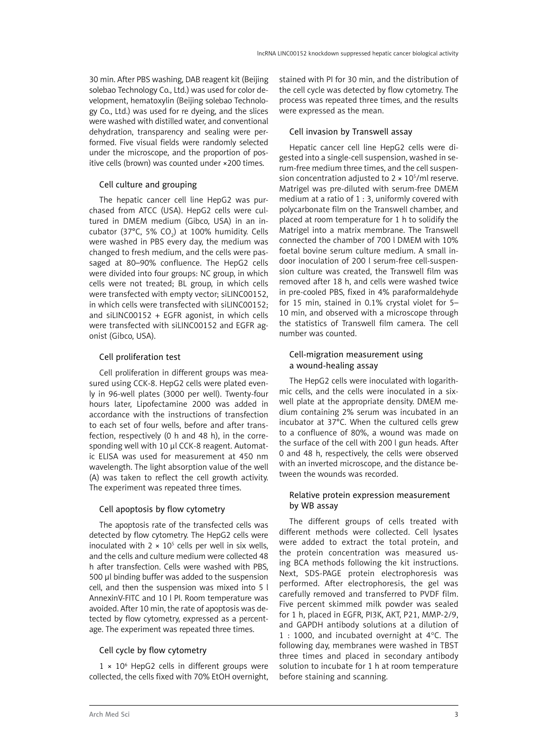30 min. After PBS washing, DAB reagent kit (Beijing solebao Technology Co., Ltd.) was used for color development, hematoxylin (Beijing solebao Technology Co., Ltd.) was used for re dyeing, and the slices were washed with distilled water, and conventional dehydration, transparency and sealing were performed. Five visual fields were randomly selected under the microscope, and the proportion of positive cells (brown) was counted under ×200 times.

### Cell culture and grouping

The hepatic cancer cell line HepG2 was purchased from ATCC (USA). HepG2 cells were cultured in DMEM medium (Gibco, USA) in an incubator (37°C, 5% $CO_2$) at 100% humidity. Cells were washed in PBS every day, the medium was changed to fresh medium, and the cells were passaged at 80–90% confluence. The HepG2 cells were divided into four groups: NC group, in which cells were not treated; BL group, in which cells were transfected with empty vector; siLINC00152, in which cells were transfected with siLINC00152; and siLINC00152 + EGFR agonist, in which cells were transfected with siLINC00152 and EGFR agonist (Gibco, USA).

### Cell proliferation test

Cell proliferation in different groups was measured using CCK-8. HepG2 cells were plated evenly in 96-well plates (3000 per well). Twenty-four hours later, Lipofectamine 2000 was added in accordance with the instructions of transfection to each set of four wells, before and after transfection, respectively (0 h and 48 h), in the corresponding well with 10 µl CCK-8 reagent. Automatic ELISA was used for measurement at 450 nm wavelength. The light absorption value of the well (A) was taken to reflect the cell growth activity. The experiment was repeated three times.

### Cell apoptosis by flow cytometry

The apoptosis rate of the transfected cells was detected by flow cytometry. The HepG2 cells were inoculated with $2 \times 10^5$ cells per well in six wells, and the cells and culture medium were collected 48 h after transfection. Cells were washed with PBS, 500 µl binding buffer was added to the suspension cell, and then the suspension was mixed into 5 l AnnexinV-FITC and 10 l PI. Room temperature was avoided. After 10 min, the rate of apoptosis was detected by flow cytometry, expressed as a percentage. The experiment was repeated three times.

### Cell cycle by flow cytometry

$1 \times 10^6$ HepG2 cells in different groups were collected, the cells fixed with 70% EtOH overnight, stained with PI for 30 min, and the distribution of the cell cycle was detected by flow cytometry. The process was repeated three times, and the results were expressed as the mean.

### Cell invasion by Transwell assay

Hepatic cancer cell line HepG2 cells were digested into a single-cell suspension, washed in serum-free medium three times, and the cell suspension concentration adjusted to $2 \times 10^5$/ml reserve. Matrigel was pre-diluted with serum-free DMEM medium at a ratio of 1 : 3, uniformly covered with polycarbonate film on the Transwell chamber, and placed at room temperature for 1 h to solidify the Matrigel into a matrix membrane. The Transwell connected the chamber of 700 l DMEM with 10% foetal bovine serum culture medium. A small indoor inoculation of 200 l serum-free cell-suspension culture was created, the Transwell film was removed after 18 h, and cells were washed twice in pre-cooled PBS, fixed in 4% paraformaldehyde for 15 min, stained in 0.1% crystal violet for 5–10 min, and observed with a microscope through the statistics of Transwell film camera. The cell number was counted.

### Cell-migration measurement using a wound-healing assay

The HepG2 cells were inoculated with logarithmic cells, and the cells were inoculated in a six-well plate at the appropriate density. DMEM medium containing 2% serum was incubated in an incubator at 37°C. When the cultured cells grew to a confluence of 80%, a wound was made on the surface of the cell with 200 l gun heads. After 0 and 48 h, respectively, the cells were observed with an inverted microscope, and the distance between the wounds was recorded.

### Relative protein expression measurement by WB assay

The different groups of cells treated with different methods were collected. Cell lysates were added to extract the total protein, and the protein concentration was measured using BCA methods following the kit instructions. Next, SDS-PAGE protein electrophoresis was performed. After electrophoresis, the gel was carefully removed and transferred to PVDF film. Five percent skimmed milk powder was sealed for 1 h, placed in EGFR, PI3K, AKT, P21, MMP-2/9, and GAPDH antibody solutions at a dilution of 1 : 1000, and incubated overnight at 4°C. The following day, membranes were washed in TBST three times and placed in secondary antibody solution to incubate for 1 h at room temperature before staining and scanning.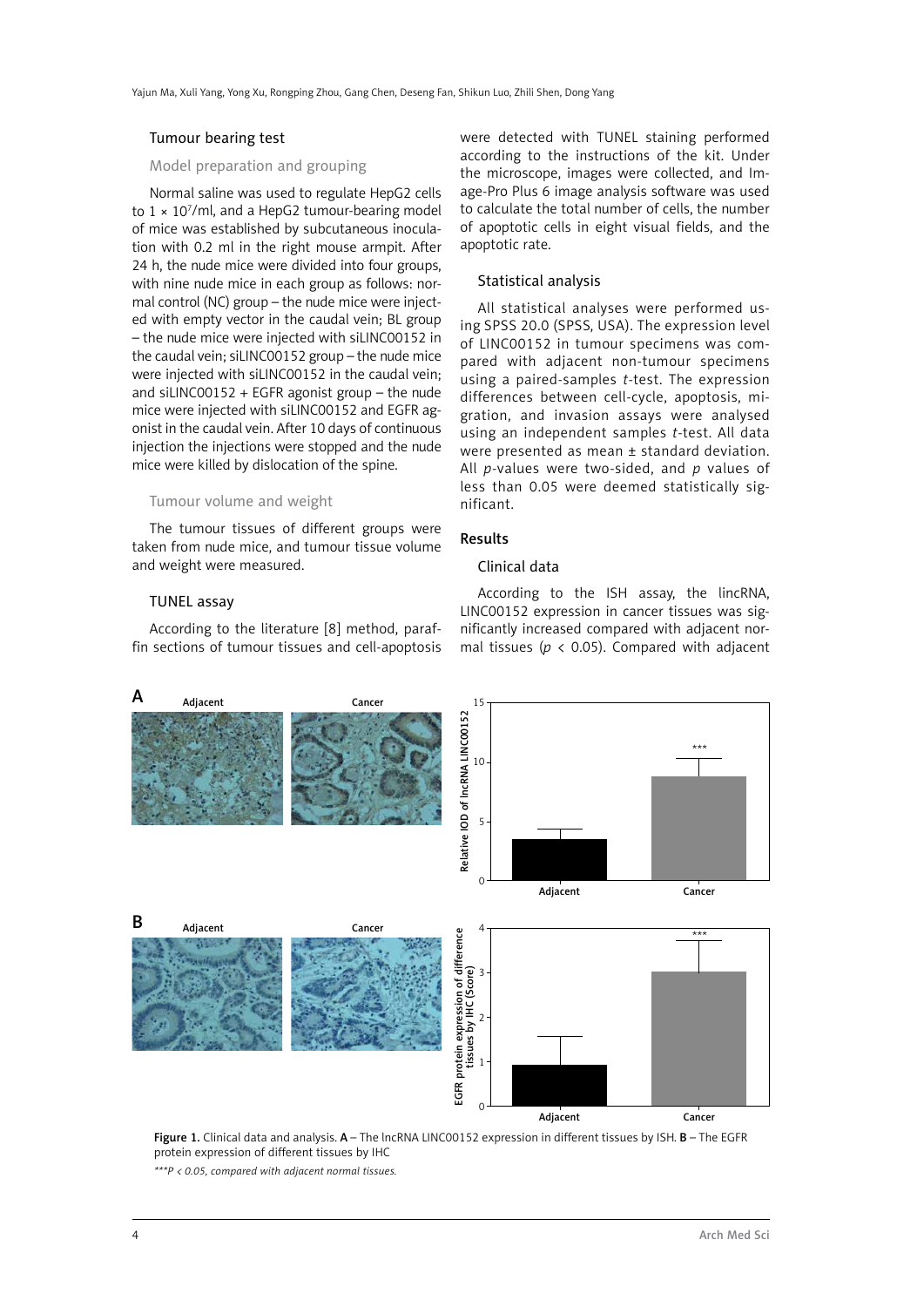### Tumour bearing test

#### Model preparation and grouping

Normal saline was used to regulate HepG2 cells to 1 × $10^7$/ml, and a HepG2 tumour-bearing model of mice was established by subcutaneous inoculation with 0.2 ml in the right mouse armpit. After 24 h, the nude mice were divided into four groups, with nine nude mice in each group as follows: normal control (NC) group – the nude mice were injected with empty vector in the caudal vein; BL group – the nude mice were injected with siLINC00152 in the caudal vein; siLINC00152 group – the nude mice were injected with siLINC00152 in the caudal vein; and siLINC00152 + EGFR agonist group – the nude mice were injected with siLINC00152 and EGFR agonist in the caudal vein. After 10 days of continuous injection the injections were stopped and the nude mice were killed by dislocation of the spine.

#### Tumour volume and weight

The tumour tissues of different groups were taken from nude mice, and tumour tissue volume and weight were measured.

### TUNEL assay

According to the literature [8] method, paraffin sections of tumour tissues and cell-apoptosis were detected with TUNEL staining performed according to the instructions of the kit. Under the microscope, images were collected, and Image-Pro Plus 6 image analysis software was used to calculate the total number of cells, the number of apoptotic cells in eight visual fields, and the apoptotic rate.

### Statistical analysis

All statistical analyses were performed using SPSS 20.0 (SPSS, USA). The expression level of LINC00152 in tumour specimens was compared with adjacent non-tumour specimens using a paired-samples *t*-test. The expression differences between cell-cycle, apoptosis, migration, and invasion assays were analysed using an independent samples *t*-test. All data were presented as mean ± standard deviation. All *p*-values were two-sided, and *p* values of less than 0.05 were deemed statistically significant.

## Results

### Clinical data

According to the ISH assay, the lincRNA, LINC00152 expression in cancer tissues was significantly increased compared with adjacent normal tissues ($p < 0.05$). Compared with adjacent

**Figure 1.** Clinical data and analysis. **A** – The lncRNA LINC00152 expression in different tissues by ISH. **B** – The EGFR protein expression of different tissues by IHC

*\*\*\*P < 0.05, compared with adjacent normal tissues.*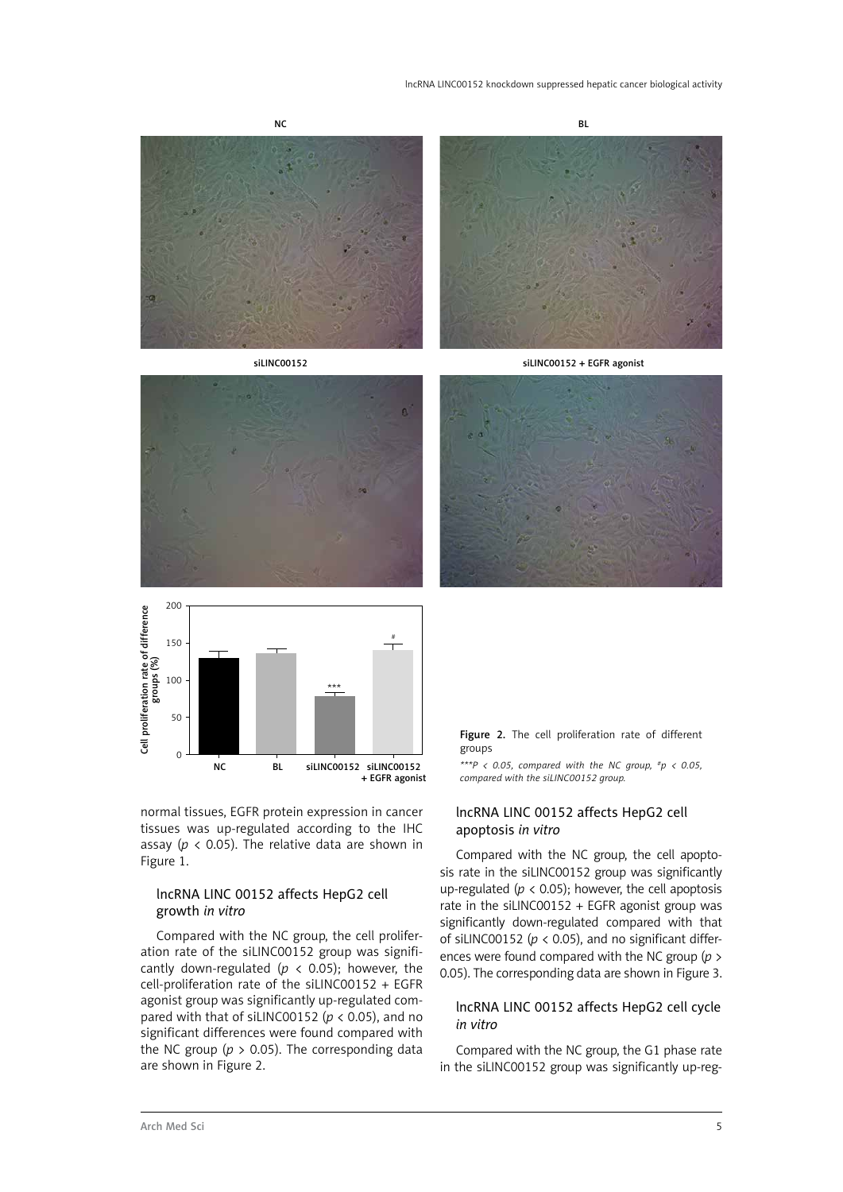normal tissues, EGFR protein expression in cancer tissues was up-regulated according to the IHC assay ($p < 0.05$). The relative data are shown in Figure 1.

### lncRNA LINC 00152 affects HepG2 cell growth *in vitro*

Compared with the NC group, the cell proliferation rate of the siLINC00152 group was significantly down-regulated ($p < 0.05$); however, the cell-proliferation rate of the siLINC00152 + EGFR agonist group was significantly up-regulated compared with that of siLINC00152 ($p < 0.05$), and no significant differences were found compared with the NC group ($p > 0.05$). The corresponding data are shown in Figure 2.

**Figure 2.** The cell proliferation rate of different groups

*\*\*\*P < 0.05, compared with the NC group, #p < 0.05, compared with the siLINC00152 group.*

### lncRNA LINC 00152 affects HepG2 cell apoptosis *in vitro*

Compared with the NC group, the cell apoptosis rate in the siLINC00152 group was significantly up-regulated ($p < 0.05$); however, the cell apoptosis rate in the siLINC00152 + EGFR agonist group was significantly down-regulated compared with that of siLINC00152 ($p < 0.05$), and no significant differences were found compared with the NC group ($p > 0.05$). The corresponding data are shown in Figure 3.

### lncRNA LINC 00152 affects HepG2 cell cycle *in vitro*

Compared with the NC group, the G1 phase rate in the siLINC00152 group was significantly up-reg-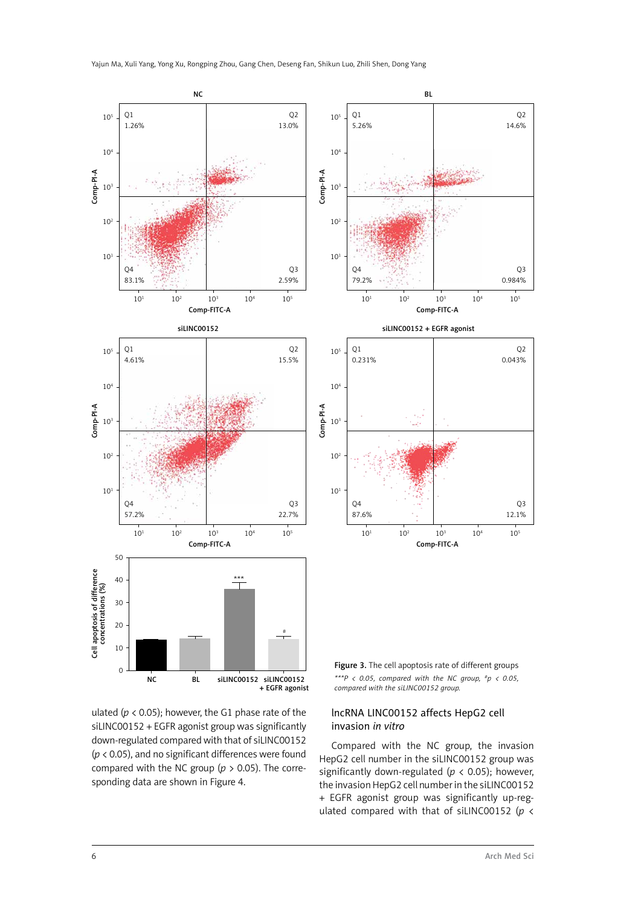**Figure 3.** The cell apoptosis rate of different groups

*\*\*\*P < 0.05, compared with the NC group, #p < 0.05, compared with the siLINC00152 group.*

ulated ($p < 0.05$); however, the G1 phase rate of the siLINC00152 + EGFR agonist group was significantly down-regulated compared with that of siLINC00152 ($p < 0.05$), and no significant differences were found compared with the NC group ($p > 0.05$). The corresponding data are shown in Figure 4.

## lncRNA LINC00152 affects HepG2 cell invasion *in vitro*

Compared with the NC group, the invasion HepG2 cell number in the siLINC00152 group was significantly down-regulated ($p < 0.05$); however, the invasion HepG2 cell number in the siLINC00152 + EGFR agonist group was significantly up-regulated compared with that of siLINC00152 ($p <$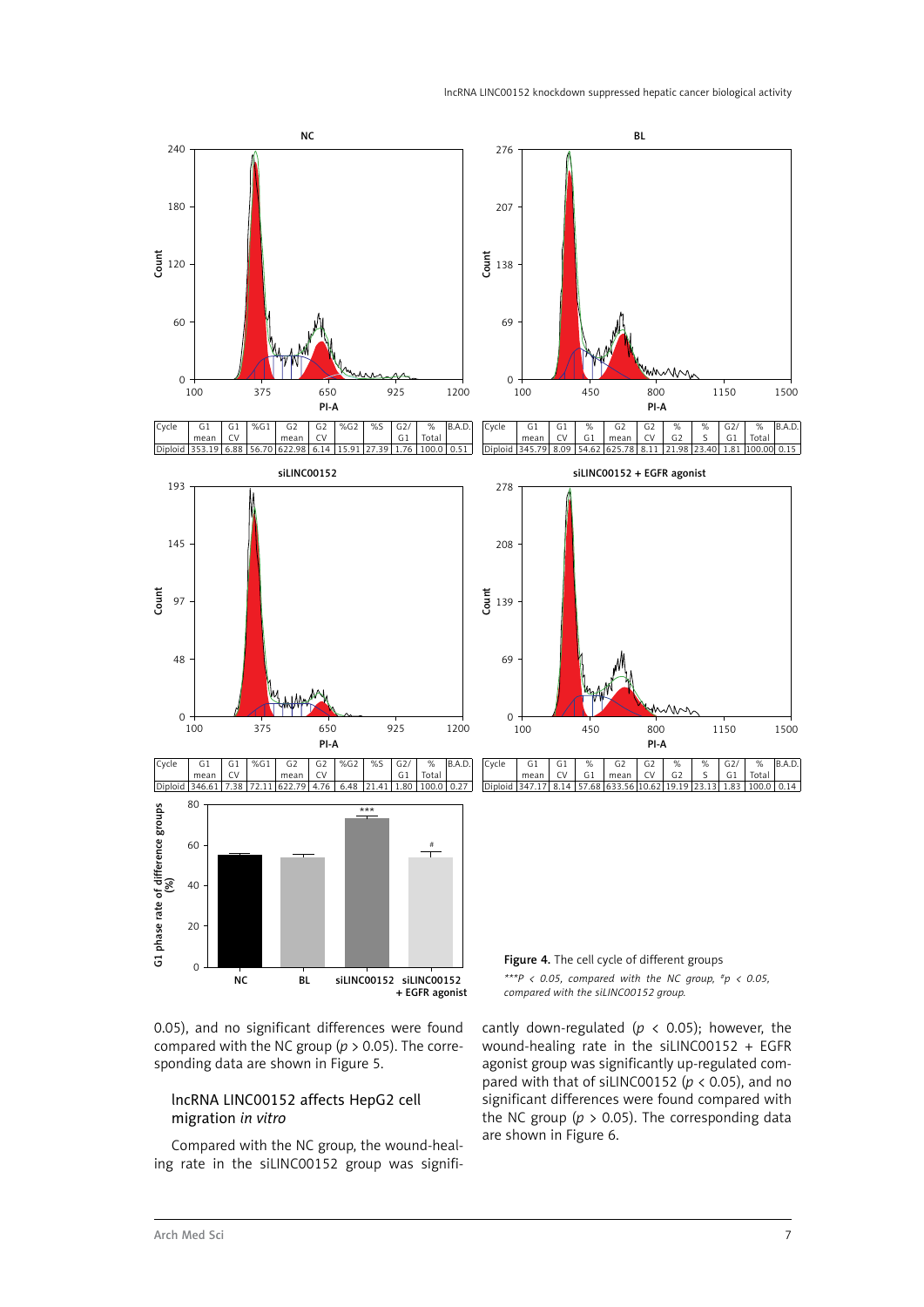| Cycle | G1 mean | G1 CV | %G1 | G2 mean | G2 CV | %G2 | %S | G2/G1 | % Total | B.A.D. |
|---|---|---|---|---|---|---|---|---|---|---|
| Diploid | 353.19 | 6.88 | 56.70 | 622.98 | 6.14 | 15.91 | 27.39 | 1.76 | 100.0 | 0.51 |

| Cycle | G1 mean | G1 CV | % G1 | G2 mean | G2 CV | % G2 | % S | G2/G1 | % Total | B.A.D. |
|---|---|---|---|---|---|---|---|---|---|---|
| Diploid | 345.79 | 8.09 | 54.62 | 625.78 | 8.11 | 21.98 | 23.40 | 1.81 | 100.00 | 0.15 |

| Cycle | G1 mean | G1 CV | %G1 | G2 mean | G2 CV | %G2 | %S | G2/G1 | % Total | B.A.D. |
|---|---|---|---|---|---|---|---|---|---|---|
| Diploid | 346.61 | 7.38 | 72.11 | 622.79 | 4.76 | 6.48 | 21.41 | 1.80 | 100.0 | 0.27 |

| Cycle | G1 mean | G1 CV | % G1 | G2 mean | G2 CV | % G2 | % S | G2/G1 | % Total | B.A.D. |
|---|---|---|---|---|---|---|---|---|---|---|
| Diploid | 347.17 | 8.14 | 57.68 | 633.56 | 10.62 | 19.19 | 23.13 | 1.83 | 100.0 | 0.14 |

**Figure 4.** The cell cycle of different groups

*\*\*\*P < 0.05, compared with the NC group, #p < 0.05, compared with the siLINC00152 group.*

0.05), and no significant differences were found compared with the NC group ($p > 0.05$). The corresponding data are shown in Figure 5.

## lncRNA LINC00152 affects HepG2 cell migration *in vitro*

Compared with the NC group, the wound-healing rate in the siLINC00152 group was significantly down-regulated ($p < 0.05$); however, the wound-healing rate in the siLINC00152 + EGFR agonist group was significantly up-regulated compared with that of siLINC00152 ($p < 0.05$), and no significant differences were found compared with the NC group ($p > 0.05$). The corresponding data are shown in Figure 6.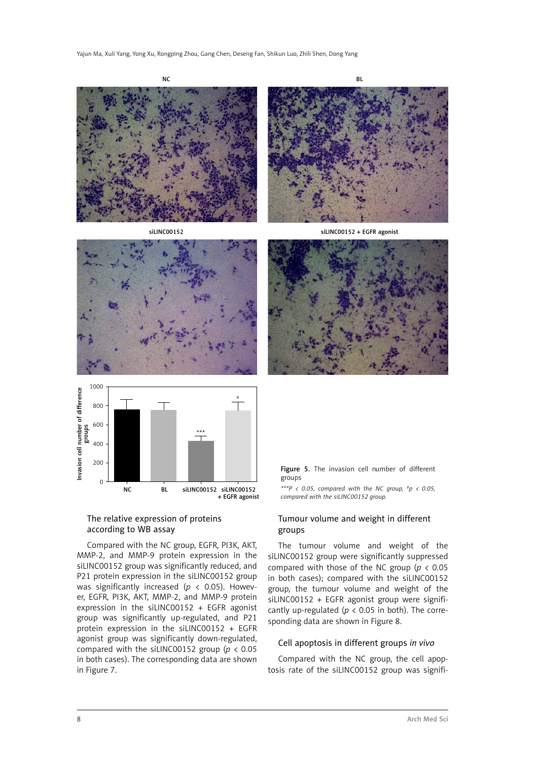Figure 5. The invasion cell number of different groups

*$^{***}P < 0.05$, compared with the NC group, $^{\#}p < 0.05$, compared with the siLINC00152 group.*

### The relative expression of proteins according to WB assay

Compared with the NC group, EGFR, PI3K, AKT, MMP-2, and MMP-9 protein expression in the siLINC00152 group was significantly reduced, and P21 protein expression in the siLINC00152 group was significantly increased ($p < 0.05$). However, EGFR, PI3K, AKT, MMP-2, and MMP-9 protein expression in the siLINC00152 + EGFR agonist group was significantly up-regulated, and P21 protein expression in the siLINC00152 + EGFR agonist group was significantly down-regulated, compared with the siLINC00152 group ($p < 0.05$ in both cases). The corresponding data are shown in Figure 7.

### Tumour volume and weight in different groups

The tumour volume and weight of the siLINC00152 group were significantly suppressed compared with those of the NC group ($p < 0.05$ in both cases); compared with the siLINC00152 group, the tumour volume and weight of the siLINC00152 + EGFR agonist group were significantly up-regulated ($p < 0.05$ in both). The corresponding data are shown in Figure 8.

### Cell apoptosis in different groups *in vivo*

Compared with the NC group, the cell apoptosis rate of the siLINC00152 group was signifi-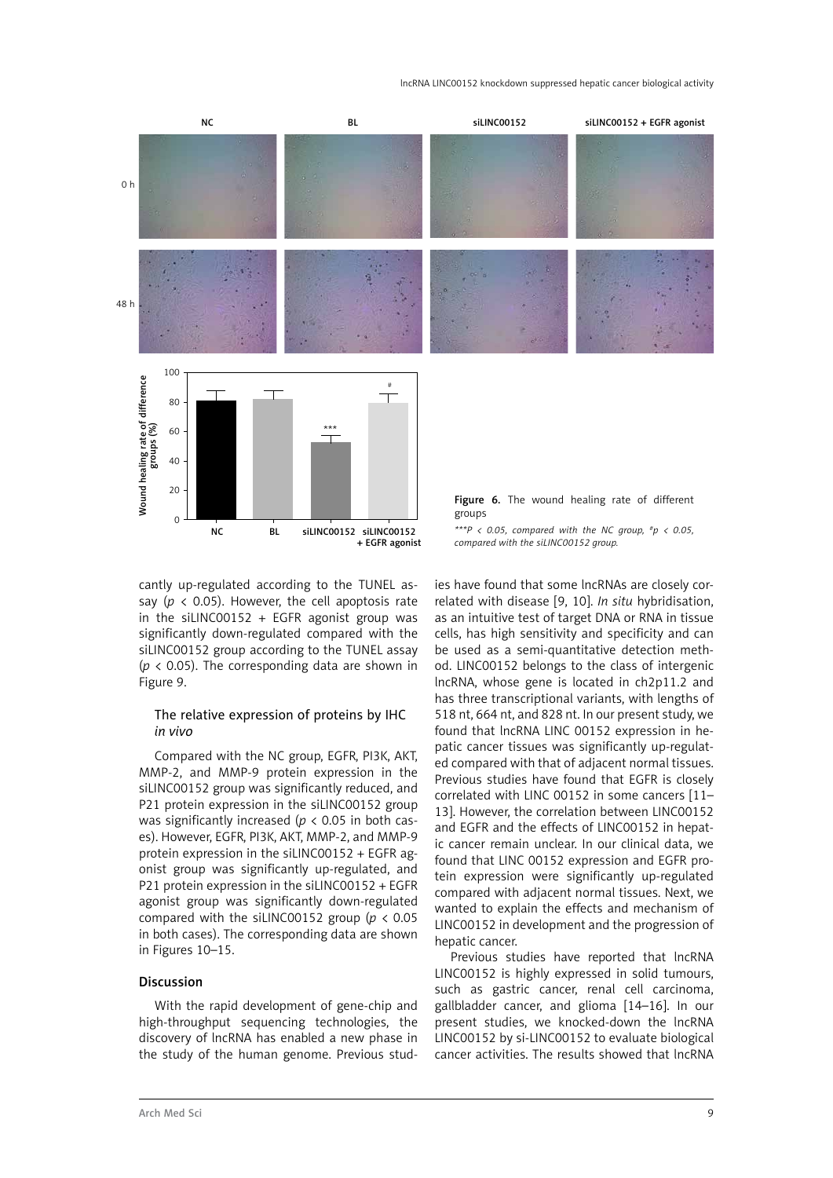Figure 6. The wound healing rate of different groups

*\*\*\*P < 0.05, compared with the NC group, #p < 0.05, compared with the siLINC00152 group.*

cantly up-regulated according to the TUNEL assay ($p < 0.05$). However, the cell apoptosis rate in the siLINC00152 + EGFR agonist group was significantly down-regulated compared with the siLINC00152 group according to the TUNEL assay ($p < 0.05$). The corresponding data are shown in Figure 9.

### The relative expression of proteins by IHC *in vivo*

Compared with the NC group, EGFR, PI3K, AKT, MMP-2, and MMP-9 protein expression in the siLINC00152 group was significantly reduced, and P21 protein expression in the siLINC00152 group was significantly increased ($p < 0.05$ in both cases). However, EGFR, PI3K, AKT, MMP-2, and MMP-9 protein expression in the siLINC00152 + EGFR agonist group was significantly up-regulated, and P21 protein expression in the siLINC00152 + EGFR agonist group was significantly down-regulated compared with the siLINC00152 group ($p < 0.05$ in both cases). The corresponding data are shown in Figures 10–15.

## Discussion

With the rapid development of gene-chip and high-throughput sequencing technologies, the discovery of lncRNA has enabled a new phase in the study of the human genome. Previous studies have found that some lncRNAs are closely correlated with disease [9, 10]. *In situ* hybridisation, as an intuitive test of target DNA or RNA in tissue cells, has high sensitivity and specificity and can be used as a semi-quantitative detection method. LINC00152 belongs to the class of intergenic lncRNA, whose gene is located in ch2p11.2 and has three transcriptional variants, with lengths of 518 nt, 664 nt, and 828 nt. In our present study, we found that lncRNA LINC 00152 expression in hepatic cancer tissues was significantly up-regulated compared with that of adjacent normal tissues. Previous studies have found that EGFR is closely correlated with LINC 00152 in some cancers [11–13]. However, the correlation between LINC00152 and EGFR and the effects of LINC00152 in hepatic cancer remain unclear. In our clinical data, we found that LINC 00152 expression and EGFR protein expression were significantly up-regulated compared with adjacent normal tissues. Next, we wanted to explain the effects and mechanism of LINC00152 in development and the progression of hepatic cancer.

Previous studies have reported that lncRNA LINC00152 is highly expressed in solid tumours, such as gastric cancer, renal cell carcinoma, gallbladder cancer, and glioma [14–16]. In our present studies, we knocked-down the lncRNA LINC00152 by si-LINC00152 to evaluate biological cancer activities. The results showed that lncRNA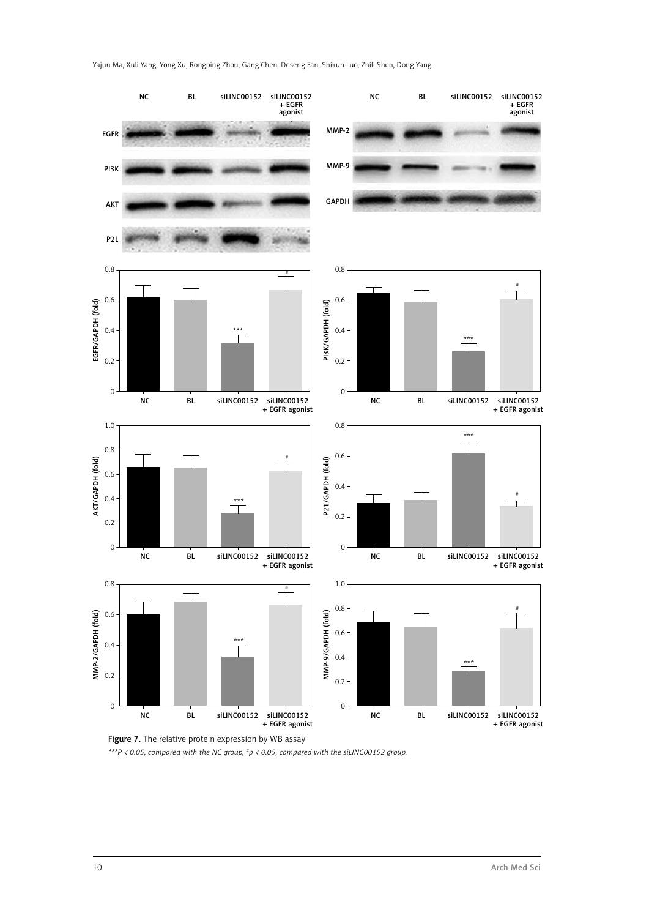Figure 7. The relative protein expression by WB assay

*\*\*\*P < 0.05, compared with the NC group, #p < 0.05, compared with the siLINC00152 group.*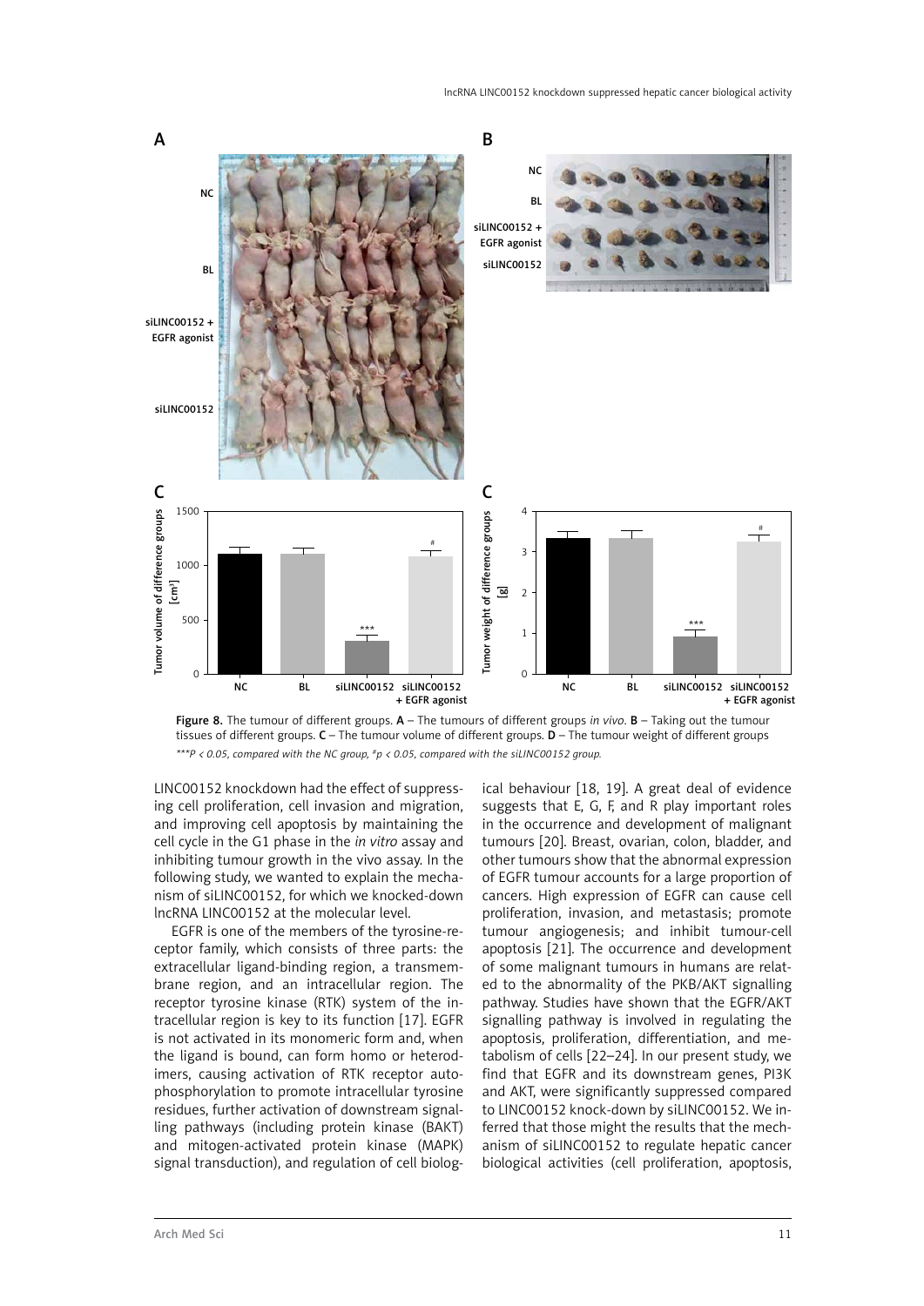Figure 8. The tumour of different groups. A – The tumours of different groups *in vivo*. B – Taking out the tumour tissues of different groups. C – The tumour volume of different groups. D – The tumour weight of different groups

*\*\*\*P < 0.05, compared with the NC group, #p < 0.05, compared with the siLINC00152 group.*

LINC00152 knockdown had the effect of suppressing cell proliferation, cell invasion and migration, and improving cell apoptosis by maintaining the cell cycle in the G1 phase in the *in vitro* assay and inhibiting tumour growth in the vivo assay. In the following study, we wanted to explain the mechanism of siLINC00152, for which we knocked-down lncRNA LINC00152 at the molecular level.

EGFR is one of the members of the tyrosine-receptor family, which consists of three parts: the extracellular ligand-binding region, a transmembrane region, and an intracellular region. The receptor tyrosine kinase (RTK) system of the intracellular region is key to its function [17]. EGFR is not activated in its monomeric form and, when the ligand is bound, can form homo or heterodimers, causing activation of RTK receptor autophosphorylation to promote intracellular tyrosine residues, further activation of downstream signalling pathways (including protein kinase (BAKT) and mitogen-activated protein kinase (MAPK) signal transduction), and regulation of cell biological behaviour [18, 19]. A great deal of evidence suggests that E, G, F, and R play important roles in the occurrence and development of malignant tumours [20]. Breast, ovarian, colon, bladder, and other tumours show that the abnormal expression of EGFR tumour accounts for a large proportion of cancers. High expression of EGFR can cause cell proliferation, invasion, and metastasis; promote tumour angiogenesis; and inhibit tumour-cell apoptosis [21]. The occurrence and development of some malignant tumours in humans are related to the abnormality of the PKB/AKT signalling pathway. Studies have shown that the EGFR/AKT signalling pathway is involved in regulating the apoptosis, proliferation, differentiation, and metabolism of cells [22–24]. In our present study, we find that EGFR and its downstream genes, PI3K and AKT, were significantly suppressed compared to LINC00152 knock-down by siLINC00152. We inferred that those might the results that the mechanism of siLINC00152 to regulate hepatic cancer biological activities (cell proliferation, apoptosis,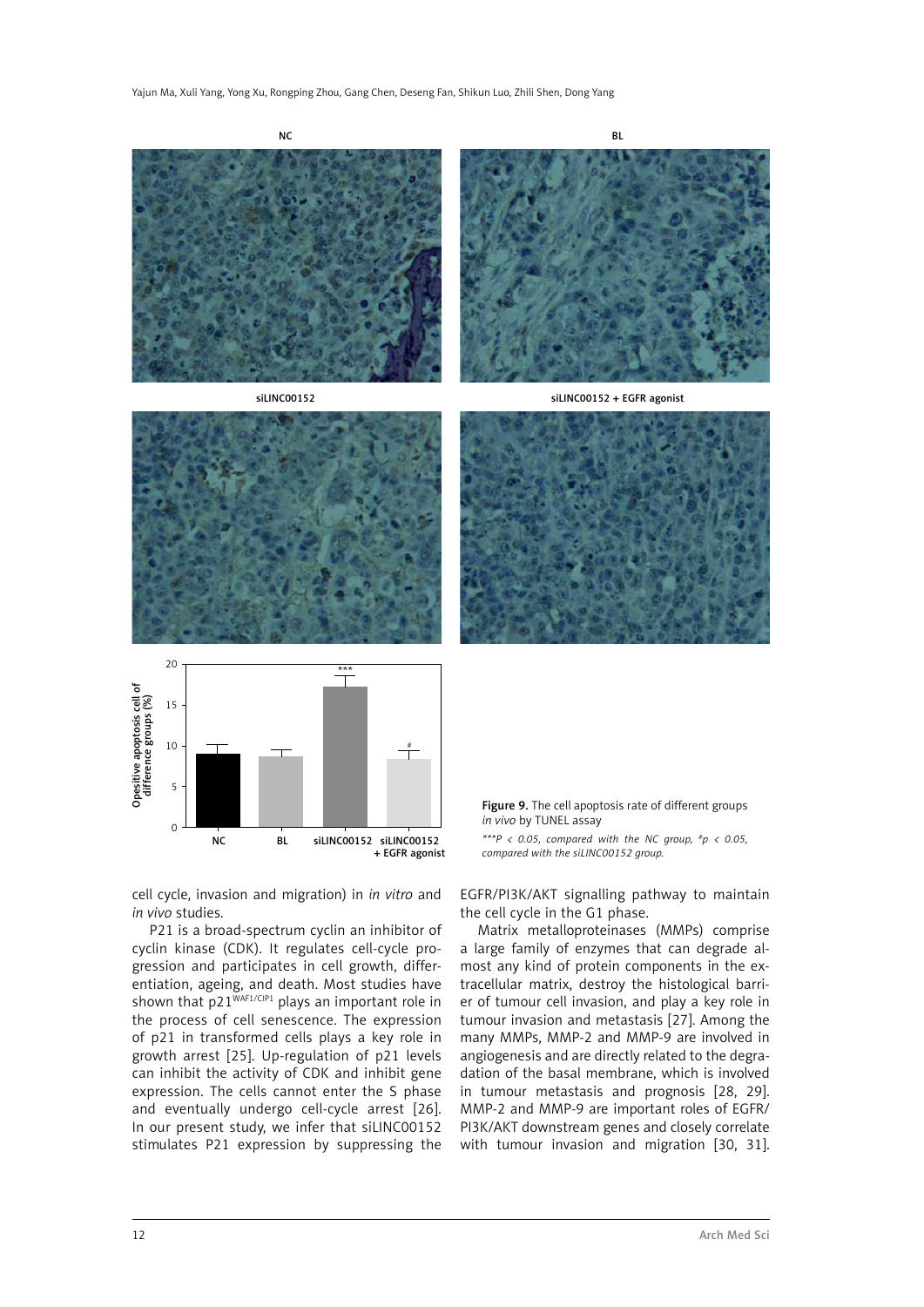Figure 9. The cell apoptosis rate of different groups *in vivo* by TUNEL assay

*\*\*\*P < 0.05, compared with the NC group, #p < 0.05, compared with the siLINC00152 group.*

cell cycle, invasion and migration) in *in vitro* and *in vivo* studies.

P21 is a broad-spectrum cyclin an inhibitor of cyclin kinase (CDK). It regulates cell-cycle progression and participates in cell growth, differentiation, ageing, and death. Most studies have shown that $p21^{WAF1/CIP1}$ plays an important role in the process of cell senescence. The expression of p21 in transformed cells plays a key role in growth arrest [25]. Up-regulation of p21 levels can inhibit the activity of CDK and inhibit gene expression. The cells cannot enter the S phase and eventually undergo cell-cycle arrest [26]. In our present study, we infer that siLINC00152 stimulates P21 expression by suppressing the EGFR/PI3K/AKT signalling pathway to maintain the cell cycle in the G1 phase.

Matrix metalloproteinases (MMPs) comprise a large family of enzymes that can degrade almost any kind of protein components in the extracellular matrix, destroy the histological barrier of tumour cell invasion, and play a key role in tumour invasion and metastasis [27]. Among the many MMPs, MMP-2 and MMP-9 are involved in angiogenesis and are directly related to the degradation of the basal membrane, which is involved in tumour metastasis and prognosis [28, 29]. MMP-2 and MMP-9 are important roles of EGFR/PI3K/AKT downstream genes and closely correlate with tumour invasion and migration [30, 31].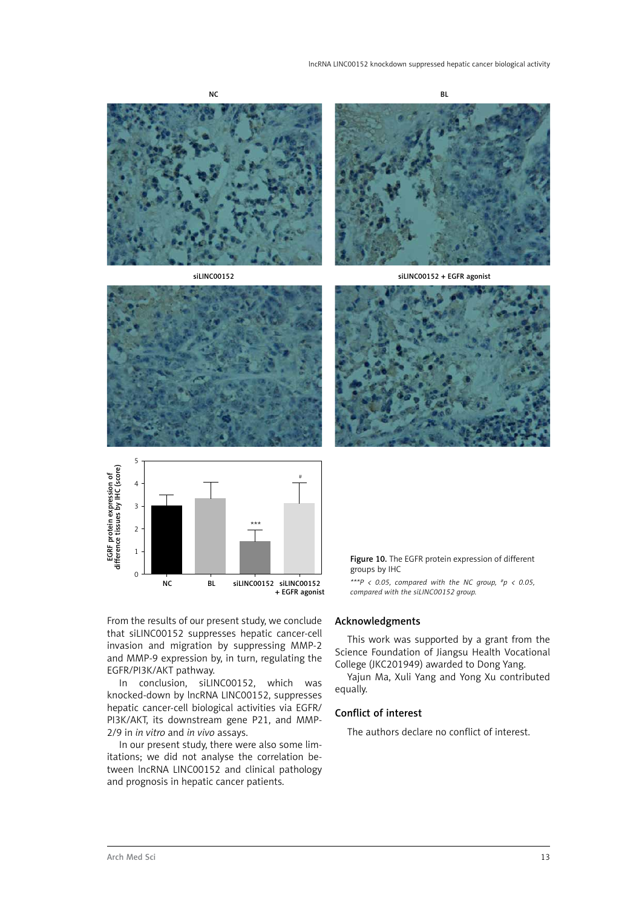Figure 10. The EGFR protein expression of different groups by IHC

*\*\*\*P < 0.05, compared with the NC group, #p < 0.05, compared with the siLINC00152 group.*

From the results of our present study, we conclude that siLINC00152 suppresses hepatic cancer-cell invasion and migration by suppressing MMP-2 and MMP-9 expression by, in turn, regulating the EGFR/PI3K/AKT pathway.

In conclusion, siLINC00152, which was knocked-down by lncRNA LINC00152, suppresses hepatic cancer-cell biological activities via EGFR/PI3K/AKT, its downstream gene P21, and MMP-2/9 in *in vitro* and *in vivo* assays.

In our present study, there were also some limitations; we did not analyse the correlation between lncRNA LINC00152 and clinical pathology and prognosis in hepatic cancer patients.

## Acknowledgments

This work was supported by a grant from the Science Foundation of Jiangsu Health Vocational College (JKC201949) awarded to Dong Yang.

Yajun Ma, Xuli Yang and Yong Xu contributed equally.

## Conflict of interest

The authors declare no conflict of interest.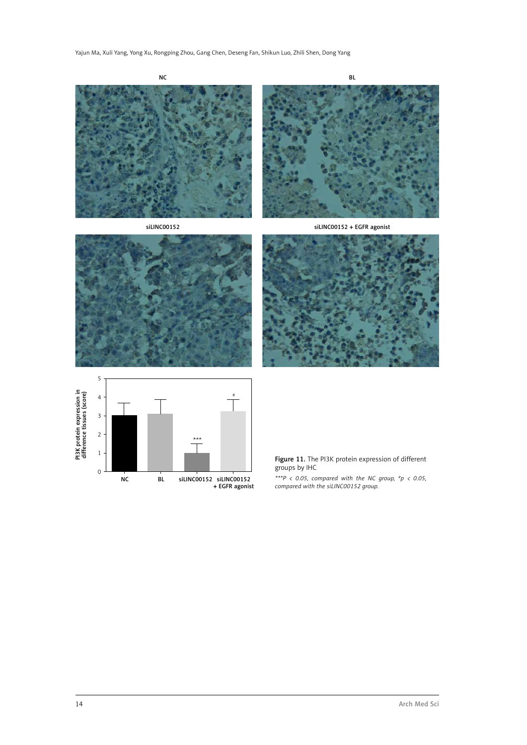Figure 11. The PI3K protein expression of different groups by IHC

*\*\*\*P < 0.05, compared with the NC group, #p < 0.05, compared with the siLINC00152 group.*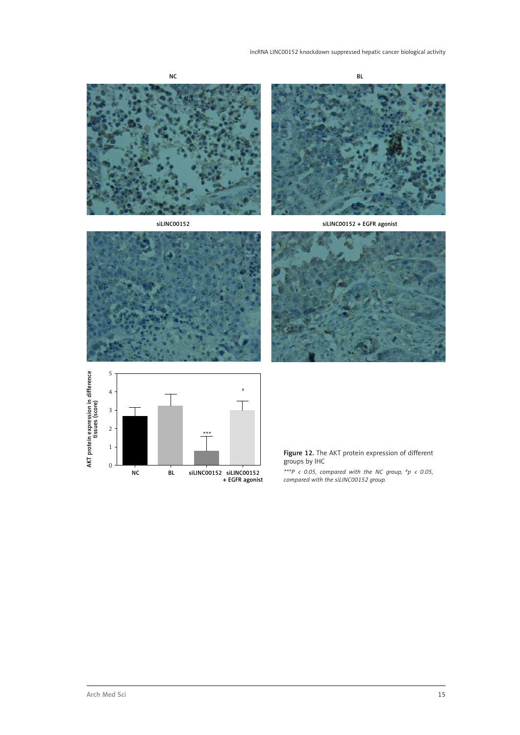Figure 12. The AKT protein expression of different groups by IHC

*$^{***}P < 0.05$, compared with the NC group, $^{\#}p < 0.05$, compared with the siLINC00152 group.*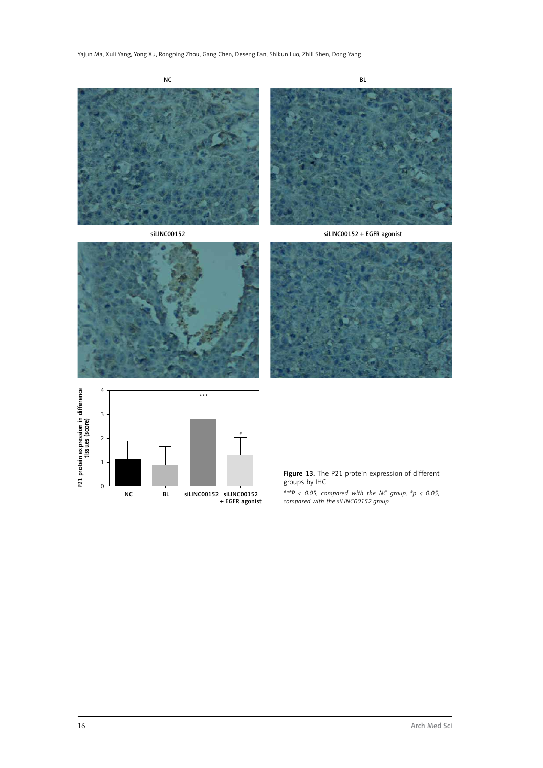Figure 13. The P21 protein expression of different groups by IHC

*$^{***}P < 0.05$, compared with the NC group, $^{\#}p < 0.05$, compared with the siLINC00152 group.*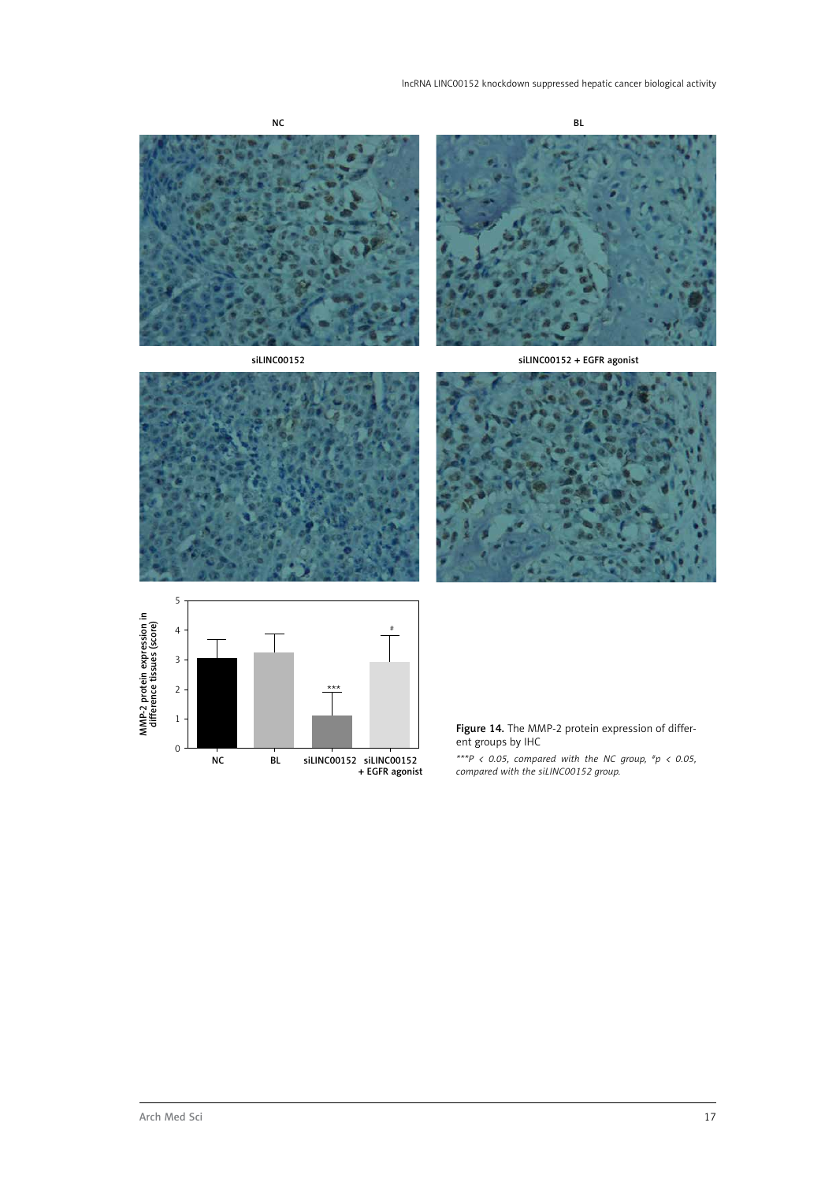**Figure 14.** The MMP-2 protein expression of different groups by IHC

*\*\*\*P < 0.05, compared with the NC group, #p < 0.05, compared with the siLINC00152 group.*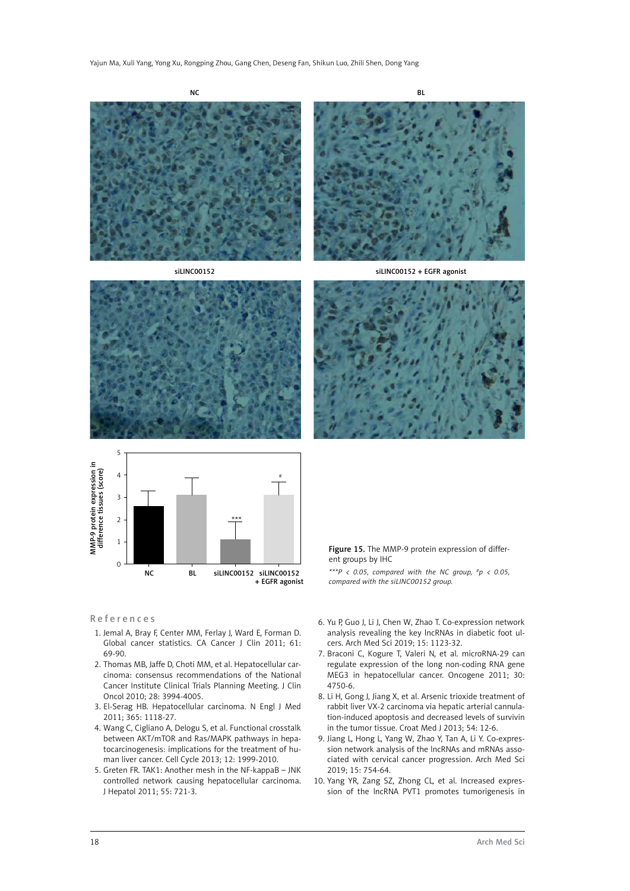Figure 15. The MMP-9 protein expression of different groups by IHC

*\*\*\*P < 0.05, compared with the NC group, #p < 0.05, compared with the siLINC00152 group.*

## References

1. Jemal A, Bray F, Center MM, Ferlay J, Ward E, Forman D. Global cancer statistics. CA Cancer J Clin 2011; 61: 69-90.
2. Thomas MB, Jaffe D, Choti MM, et al. Hepatocellular carcinoma: consensus recommendations of the National Cancer Institute Clinical Trials Planning Meeting. J Clin Oncol 2010; 28: 3994-4005.
3. El-Serag HB. Hepatocellular carcinoma. N Engl J Med 2011; 365: 1118-27.
4. Wang C, Cigliano A, Delogu S, et al. Functional crosstalk between AKT/mTOR and Ras/MAPK pathways in hepatocarcinogenesis: implications for the treatment of human liver cancer. Cell Cycle 2013; 12: 1999-2010.
5. Greten FR. TAK1: Another mesh in the NF-kappaB – JNK controlled network causing hepatocellular carcinoma. J Hepatol 2011; 55: 721-3.
6. Yu P, Guo J, Li J, Chen W, Zhao T. Co-expression network analysis revealing the key lncRNAs in diabetic foot ulcers. Arch Med Sci 2019; 15: 1123-32.
7. Braconi C, Kogure T, Valeri N, et al. microRNA-29 can regulate expression of the long non-coding RNA gene MEG3 in hepatocellular cancer. Oncogene 2011; 30: 4750-6.
8. Li H, Gong J, Jiang X, et al. Arsenic trioxide treatment of rabbit liver VX-2 carcinoma via hepatic arterial cannulation-induced apoptosis and decreased levels of survivin in the tumor tissue. Croat Med J 2013; 54: 12-6.
9. Jiang L, Hong L, Yang W, Zhao Y, Tan A, Li Y. Co-expression network analysis of the lncRNAs and mRNAs associated with cervical cancer progression. Arch Med Sci 2019; 15: 754-64.
10. Yang YR, Zang SZ, Zhong CL, et al. Increased expression of the lncRNA PVT1 promotes tumorigenesis in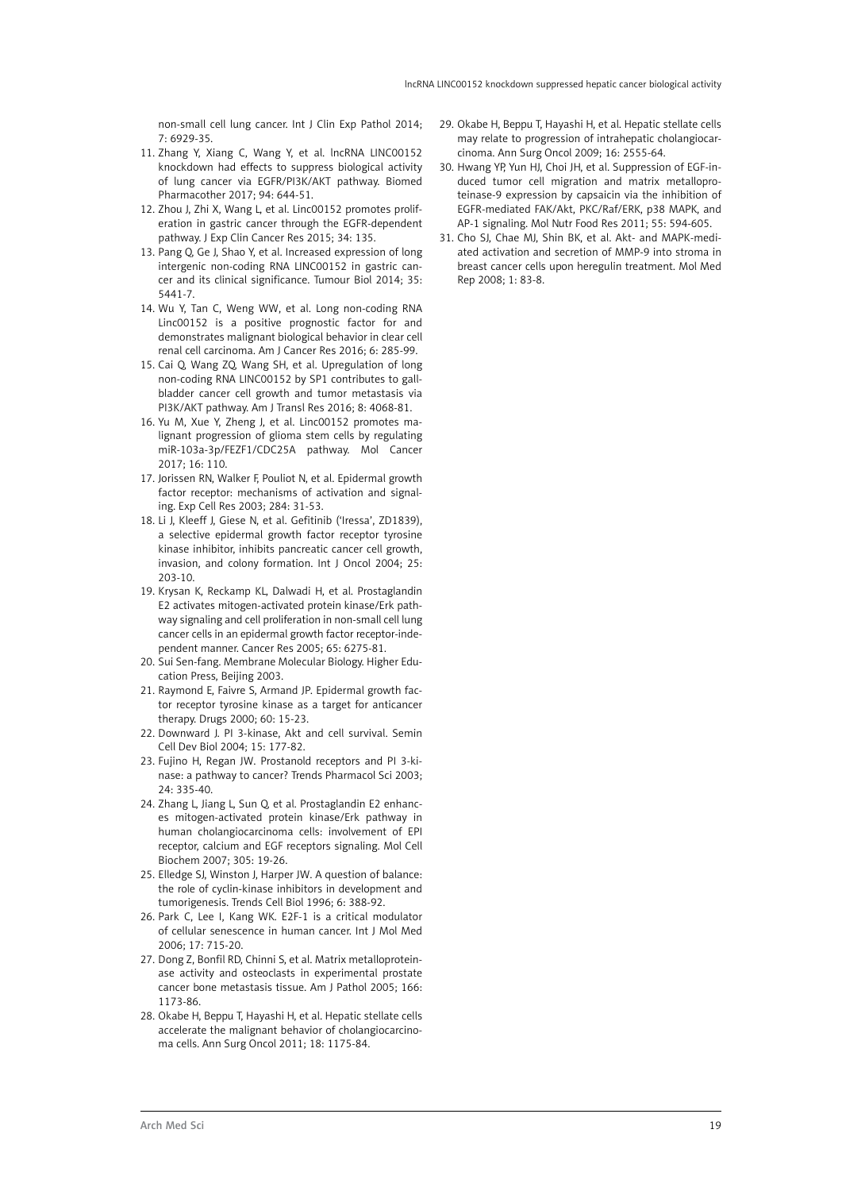non-small cell lung cancer. Int J Clin Exp Pathol 2014; 7: 6929-35.

11. Zhang Y, Xiang C, Wang Y, et al. lncRNA LINC00152 knockdown had effects to suppress biological activity of lung cancer via EGFR/PI3K/AKT pathway. Biomed Pharmacother 2017; 94: 644-51.
12. Zhou J, Zhi X, Wang L, et al. Linc00152 promotes proliferation in gastric cancer through the EGFR-dependent pathway. J Exp Clin Cancer Res 2015; 34: 135.
13. Pang Q, Ge J, Shao Y, et al. Increased expression of long intergenic non-coding RNA LINC00152 in gastric cancer and its clinical significance. Tumour Biol 2014; 35: 5441-7.
14. Wu Y, Tan C, Weng WW, et al. Long non-coding RNA Linc00152 is a positive prognostic factor for and demonstrates malignant biological behavior in clear cell renal cell carcinoma. Am J Cancer Res 2016; 6: 285-99.
15. Cai Q, Wang ZQ, Wang SH, et al. Upregulation of long non-coding RNA LINC00152 by SP1 contributes to gallbladder cancer cell growth and tumor metastasis via PI3K/AKT pathway. Am J Transl Res 2016; 8: 4068-81.
16. Yu M, Xue Y, Zheng J, et al. Linc00152 promotes malignant progression of glioma stem cells by regulating miR-103a-3p/FEZF1/CDC25A pathway. Mol Cancer 2017; 16: 110.
17. Jorissen RN, Walker F, Pouliot N, et al. Epidermal growth factor receptor: mechanisms of activation and signalling. Exp Cell Res 2003; 284: 31-53.
18. Li J, Kleeff J, Giese N, et al. Gefitinib ('Iressa', ZD1839), a selective epidermal growth factor receptor tyrosine kinase inhibitor, inhibits pancreatic cancer cell growth, invasion, and colony formation. Int J Oncol 2004; 25: 203-10.
19. Krysan K, Reckamp KL, Dalwadi H, et al. Prostaglandin E2 activates mitogen-activated protein kinase/Erk pathway signaling and cell proliferation in non-small cell lung cancer cells in an epidermal growth factor receptor-independent manner. Cancer Res 2005; 65: 6275-81.
20. Sui Sen-fang. Membrane Molecular Biology. Higher Education Press, Beijing 2003.
21. Raymond E, Faivre S, Armand JP. Epidermal growth factor receptor tyrosine kinase as a target for anticancer therapy. Drugs 2000; 60: 15-23.
22. Downward J. PI 3-kinase, Akt and cell survival. Semin Cell Dev Biol 2004; 15: 177-82.
23. Fujino H, Regan JW. Prostanold receptors and PI 3-kinase: a pathway to cancer? Trends Pharmacol Sci 2003; 24: 335-40.
24. Zhang L, Jiang L, Sun Q, et al. Prostaglandin E2 enhances mitogen-activated protein kinase/Erk pathway in human cholangiocarcinoma cells: involvement of EPI receptor, calcium and EGF receptors signaling. Mol Cell Biochem 2007; 305: 19-26.
25. Elledge SJ, Winston J, Harper JW. A question of balance: the role of cyclin-kinase inhibitors in development and tumorigenesis. Trends Cell Biol 1996; 6: 388-92.
26. Park C, Lee I, Kang WK. E2F-1 is a critical modulator of cellular senescence in human cancer. Int J Mol Med 2006; 17: 715-20.
27. Dong Z, Bonfil RD, Chinni S, et al. Matrix metalloproteinase activity and osteoclasts in experimental prostate cancer bone metastasis tissue. Am J Pathol 2005; 166: 1173-86.
28. Okabe H, Beppu T, Hayashi H, et al. Hepatic stellate cells accelerate the malignant behavior of cholangiocarcinoma cells. Ann Surg Oncol 2011; 18: 1175-84.
29. Okabe H, Beppu T, Hayashi H, et al. Hepatic stellate cells may relate to progression of intrahepatic cholangiocarcinoma. Ann Surg Oncol 2009; 16: 2555-64.
30. Hwang YP, Yun HJ, Choi JH, et al. Suppression of EGF-induced tumor cell migration and matrix metalloproteinase-9 expression by capsaicin via the inhibition of EGFR-mediated FAK/Akt, PKC/Raf/ERK, p38 MAPK, and AP-1 signaling. Mol Nutr Food Res 2011; 55: 594-605.
31. Cho SJ, Chae MJ, Shin BK, et al. Akt- and MAPK-mediated activation and secretion of MMP-9 into stroma in breast cancer cells upon heregulin treatment. Mol Med Rep 2008; 1: 83-8.